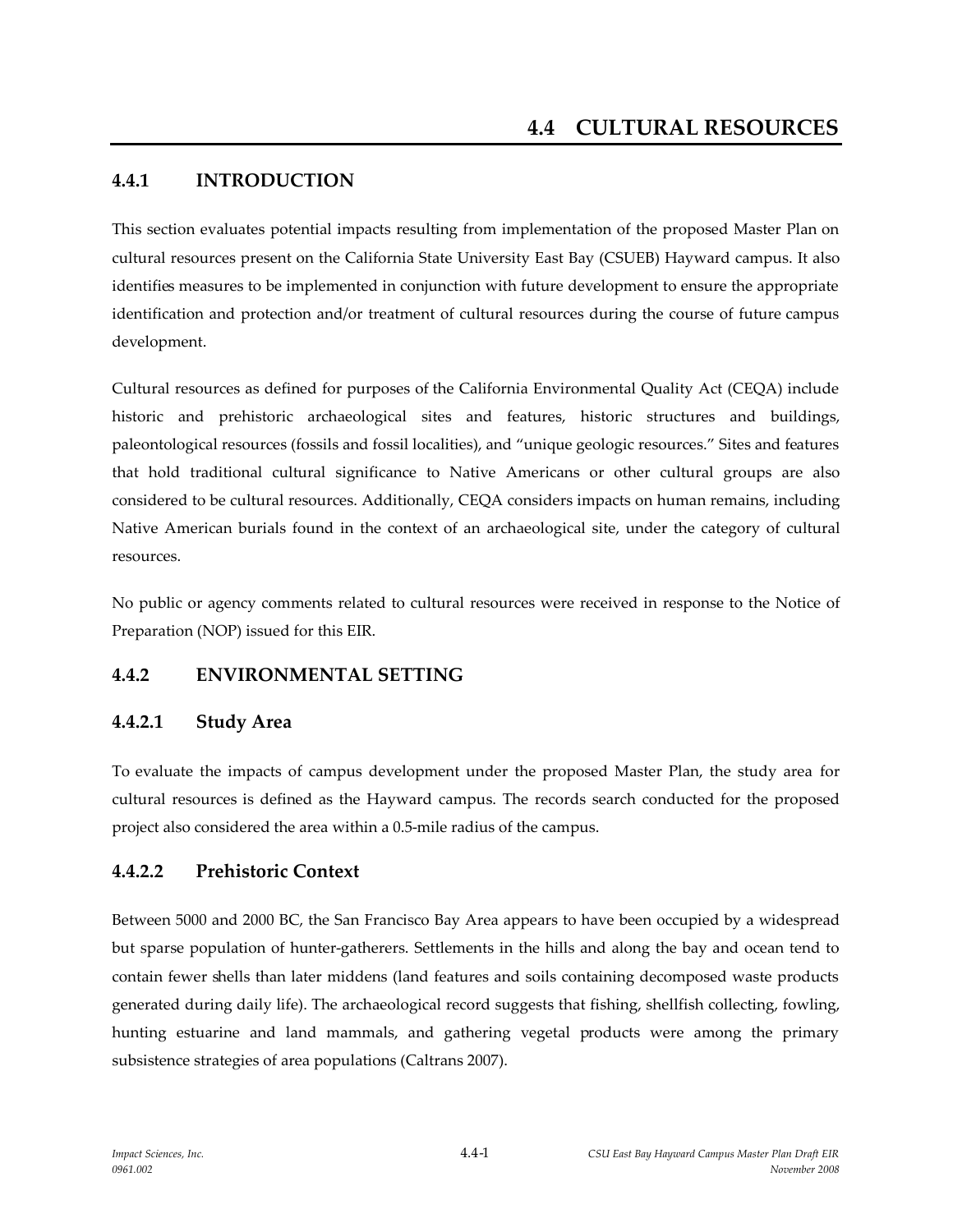# 4.4 CULTURAL RESOURCES

## 4.4.1 INTRODUCTION

This section evaluates potential impacts resulting from implementation of the proposed Master Plan on cultural resources present on the California State University East Bay (CSUEB) Hayward campus. It also identifies measures to be implemented in conjunction with future development to ensure the appropriate identification and protection and/or treatment of cultural resources during the course of future campus development.

Cultural resources as defined for purposes of the California Environmental Quality Act (CEQA) include historic and prehistoric archaeological sites and features, historic structures and buildings, paleontological resources (fossils and fossil localities), and "unique geologic resources." Sites and features that hold traditional cultural significance to Native Americans or other cultural groups are also considered to be cultural resources. Additionally, CEQA considers impacts on human remains, including Native American burials found in the context of an archaeological site, under the category of cultural resources.

No public or agency comments related to cultural resources were received in response to the Notice of Preparation (NOP) issued for this EIR.

## 4.4.2 ENVIRONMENTAL SETTING

### 4.4.2.1 Study Area

To evaluate the impacts of campus development under the proposed Master Plan, the study area for cultural resources is defined as the Hayward campus. The records search conducted for the proposed project also considered the area within a 0.5-mile radius of the campus.

### 4.4.2.2 Prehistoric Context

Between 5000 and 2000 BC, the San Francisco Bay Area appears to have been occupied by a widespread but sparse population of hunter-gatherers. Settlements in the hills and along the bay and ocean tend to contain fewer shells than later middens (land features and soils containing decomposed waste products generated during daily life). The archaeological record suggests that fishing, shellfish collecting, fowling, hunting estuarine and land mammals, and gathering vegetal products were among the primary subsistence strategies of area populations (Caltrans 2007).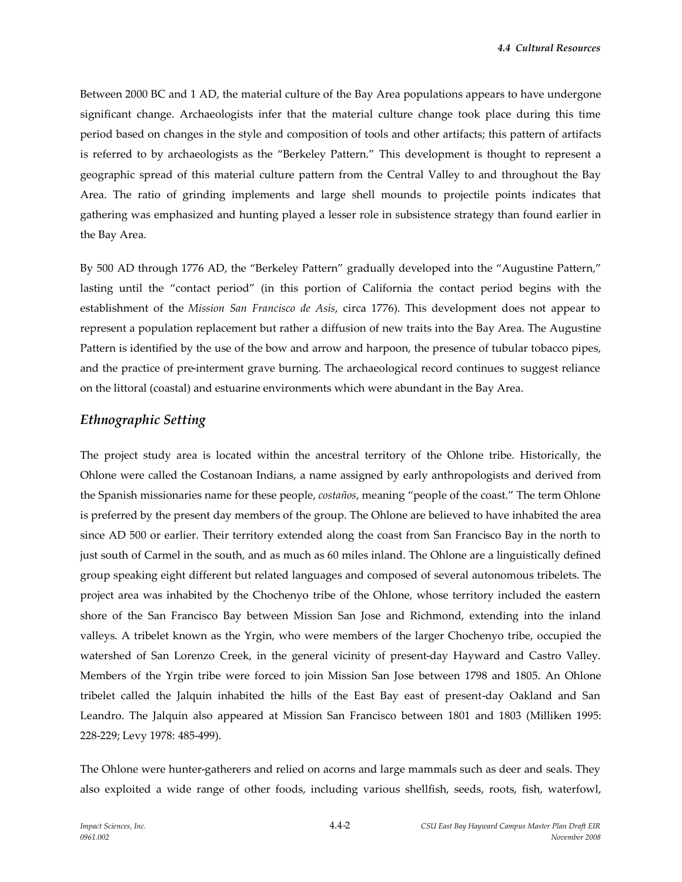Between 2000 BC and 1 AD, the material culture of the Bay Area populations appears to have undergone significant change. Archaeologists infer that the material culture change took place during this time period based on changes in the style and composition of tools and other artifacts; this pattern of artifacts is referred to by archaeologists as the "Berkeley Pattern." This development is thought to represent a geographic spread of this material culture pattern from the Central Valley to and throughout the Bay Area. The ratio of grinding implements and large shell mounds to projectile points indicates that gathering was emphasized and hunting played a lesser role in subsistence strategy than found earlier in the Bay Area.

By 500 AD through 1776 AD, the "Berkeley Pattern" gradually developed into the "Augustine Pattern," lasting until the "contact period" (in this portion of California the contact period begins with the establishment of the *Mission San Francisco de Asís*, circa 1776). This development does not appear to represent a population replacement but rather a diffusion of new traits into the Bay Area. The Augustine Pattern is identified by the use of the bow and arrow and harpoon, the presence of tubular tobacco pipes, and the practice of pre-interment grave burning. The archaeological record continues to suggest reliance on the littoral (coastal) and estuarine environments which were abundant in the Bay Area.

## *Ethnographic Setting*

The project study area is located within the ancestral territory of the Ohlone tribe. Historically, the Ohlone were called the Costanoan Indians, a name assigned by early anthropologists and derived from the Spanish missionaries name for these people, *costaños*, meaning "people of the coast." The term Ohlone is preferred by the present day members of the group. The Ohlone are believed to have inhabited the area since AD 500 or earlier. Their territory extended along the coast from San Francisco Bay in the north to just south of Carmel in the south, and as much as 60 miles inland. The Ohlone are a linguistically defined group speaking eight different but related languages and composed of several autonomous tribelets. The project area was inhabited by the Chochenyo tribe of the Ohlone, whose territory included the eastern shore of the San Francisco Bay between Mission San Jose and Richmond, extending into the inland valleys. A tribelet known as the Yrgin, who were members of the larger Chochenyo tribe, occupied the watershed of San Lorenzo Creek, in the general vicinity of present-day Hayward and Castro Valley. Members of the Yrgin tribe were forced to join Mission San Jose between 1798 and 1805. An Ohlone tribelet called the Jalquin inhabited the hills of the East Bay east of present-day Oakland and San Leandro. The Jalquin also appeared at Mission San Francisco between 1801 and 1803 (Milliken 1995: 228-229; Levy 1978: 485-499).

The Ohlone were hunter-gatherers and relied on acorns and large mammals such as deer and seals. They also exploited a wide range of other foods, including various shellfish, seeds, roots, fish, waterfowl,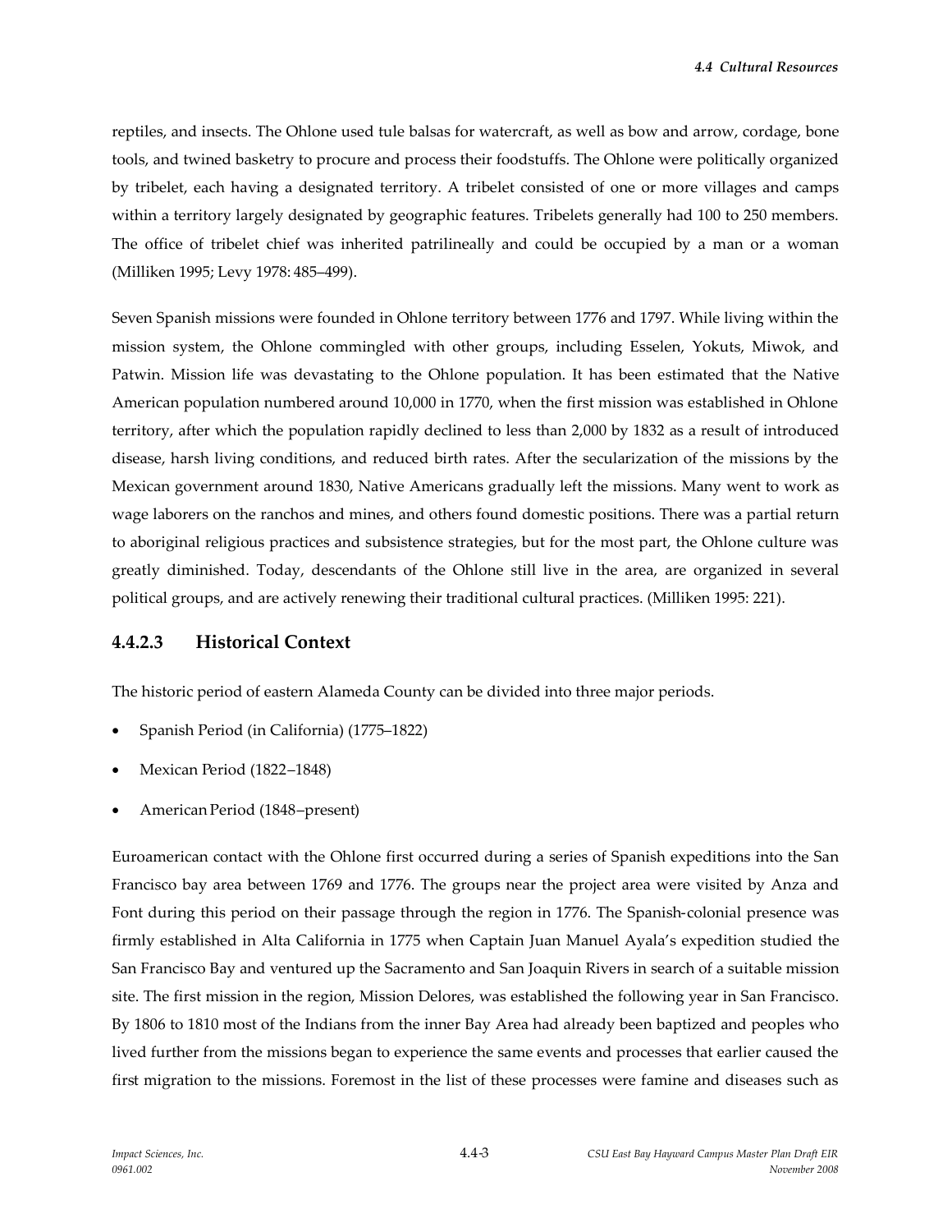reptiles, and insects. The Ohlone used tule balsas for watercraft, as well as bow and arrow, cordage, bone tools, and twined basketry to procure and process their foodstuffs. The Ohlone were politically organized by tribelet, each having a designated territory. A tribelet consisted of one or more villages and camps within a territory largely designated by geographic features. Tribelets generally had 100 to 250 members. The office of tribelet chief was inherited patrilineally and could be occupied by a man or a woman (Milliken 1995; Levy 1978: 485–499).

Seven Spanish missions were founded in Ohlone territory between 1776 and 1797. While living within the mission system, the Ohlone commingled with other groups, including Esselen, Yokuts, Miwok, and Patwin. Mission life was devastating to the Ohlone population. It has been estimated that the Native American population numbered around 10,000 in 1770, when the first mission was established in Ohlone territory, after which the population rapidly declined to less than 2,000 by 1832 as a result of introduced disease, harsh living conditions, and reduced birth rates. After the secularization of the missions by the Mexican government around 1830, Native Americans gradually left the missions. Many went to work as wage laborers on the ranchos and mines, and others found domestic positions. There was a partial return to aboriginal religious practices and subsistence strategies, but for the most part, the Ohlone culture was greatly diminished. Today, descendants of the Ohlone still live in the area, are organized in several political groups, and are actively renewing their traditional cultural practices. (Milliken 1995: 221).

### 4.4.2.3 Historical Context

The historic period of eastern Alameda County can be divided into three major periods.

- Spanish Period (in California) (1775–1822)
- Mexican Period (1822–1848)
- American Period (1848–present)

Euroamerican contact with the Ohlone first occurred during a series of Spanish expeditions into the San Francisco bay area between 1769 and 1776. The groups near the project area were visited by Anza and Font during this period on their passage through the region in 1776. The Spanish-colonial presence was firmly established in Alta California in 1775 when Captain Juan Manuel Ayala's expedition studied the San Francisco Bay and ventured up the Sacramento and San Joaquin Rivers in search of a suitable mission site. The first mission in the region, Mission Delores, was established the following year in San Francisco. By 1806 to 1810 most of the Indians from the inner Bay Area had already been baptized and peoples who lived further from the missions began to experience the same events and processes that earlier caused the first migration to the missions. Foremost in the list of these processes were famine and diseases such as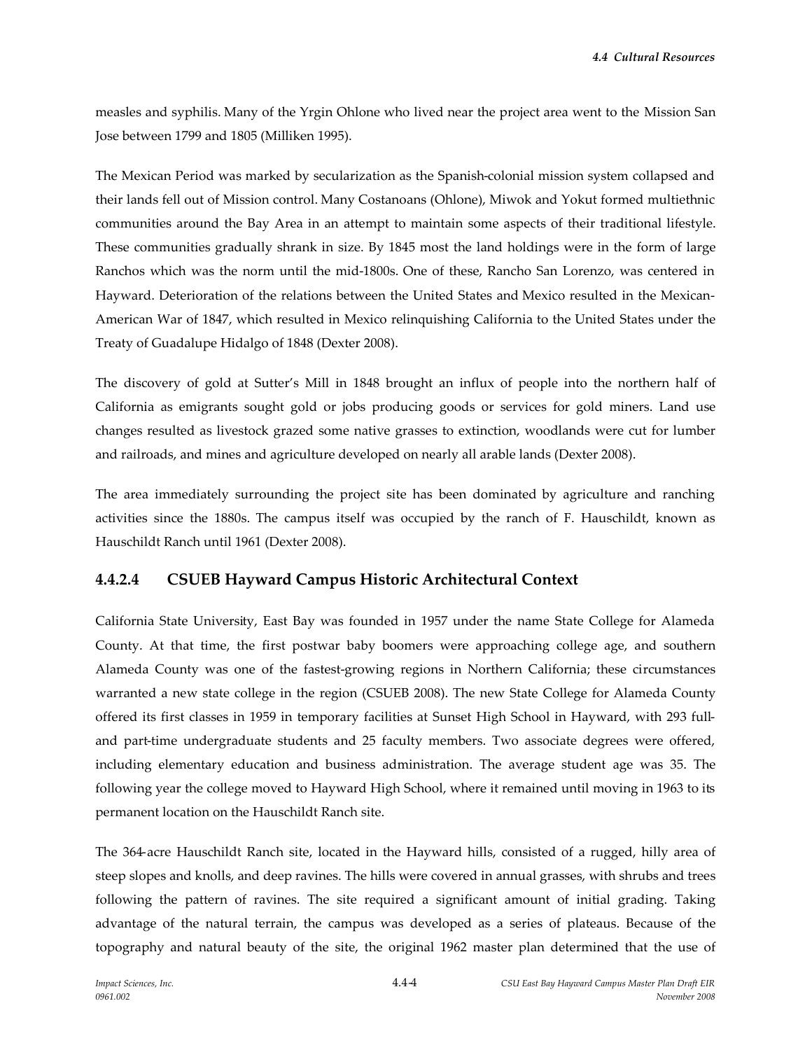measles and syphilis. Many of the Yrgin Ohlone who lived near the project area went to the Mission San Jose between 1799 and 1805 (Milliken 1995).

The Mexican Period was marked by secularization as the Spanish-colonial mission system collapsed and their lands fell out of Mission control. Many Costanoans (Ohlone), Miwok and Yokut formed multiethnic communities around the Bay Area in an attempt to maintain some aspects of their traditional lifestyle. These communities gradually shrank in size. By 1845 most the land holdings were in the form of large Ranchos which was the norm until the mid-1800s. One of these, Rancho San Lorenzo, was centered in Hayward. Deterioration of the relations between the United States and Mexico resulted in the Mexican-American War of 1847, which resulted in Mexico relinquishing California to the United States under the Treaty of Guadalupe Hidalgo of 1848 (Dexter 2008).

The discovery of gold at Sutter's Mill in 1848 brought an influx of people into the northern half of California as emigrants sought gold or jobs producing goods or services for gold miners. Land use changes resulted as livestock grazed some native grasses to extinction, woodlands were cut for lumber and railroads, and mines and agriculture developed on nearly all arable lands (Dexter 2008).

The area immediately surrounding the project site has been dominated by agriculture and ranching activities since the 1880s. The campus itself was occupied by the ranch of F. Hauschildt, known as Hauschildt Ranch until 1961 (Dexter 2008).

### 4.4.2.4 CSUEB Hayward Campus Historic Architectural Context

California State University, East Bay was founded in 1957 under the name State College for Alameda County. At that time, the first postwar baby boomers were approaching college age, and southern Alameda County was one of the fastest-growing regions in Northern California; these circumstances warranted a new state college in the region (CSUEB 2008). The new State College for Alameda County offered its first classes in 1959 in temporary facilities at Sunset High School in Hayward, with 293 full- and part-time undergraduate students and 25 faculty members. Two associate degrees were offered, including elementary education and business administration. The average student age was 35. The following year the college moved to Hayward High School, where it remained until moving in 1963 to its permanent location on the Hauschildt Ranch site.

The 364-acre Hauschildt Ranch site, located in the Hayward hills, consisted of a rugged, hilly area of steep slopes and knolls, and deep ravines. The hills were covered in annual grasses, with shrubs and trees following the pattern of ravines. The site required a significant amount of initial grading. Taking advantage of the natural terrain, the campus was developed as a series of plateaus. Because of the topography and natural beauty of the site, the original 1962 master plan determined that the use of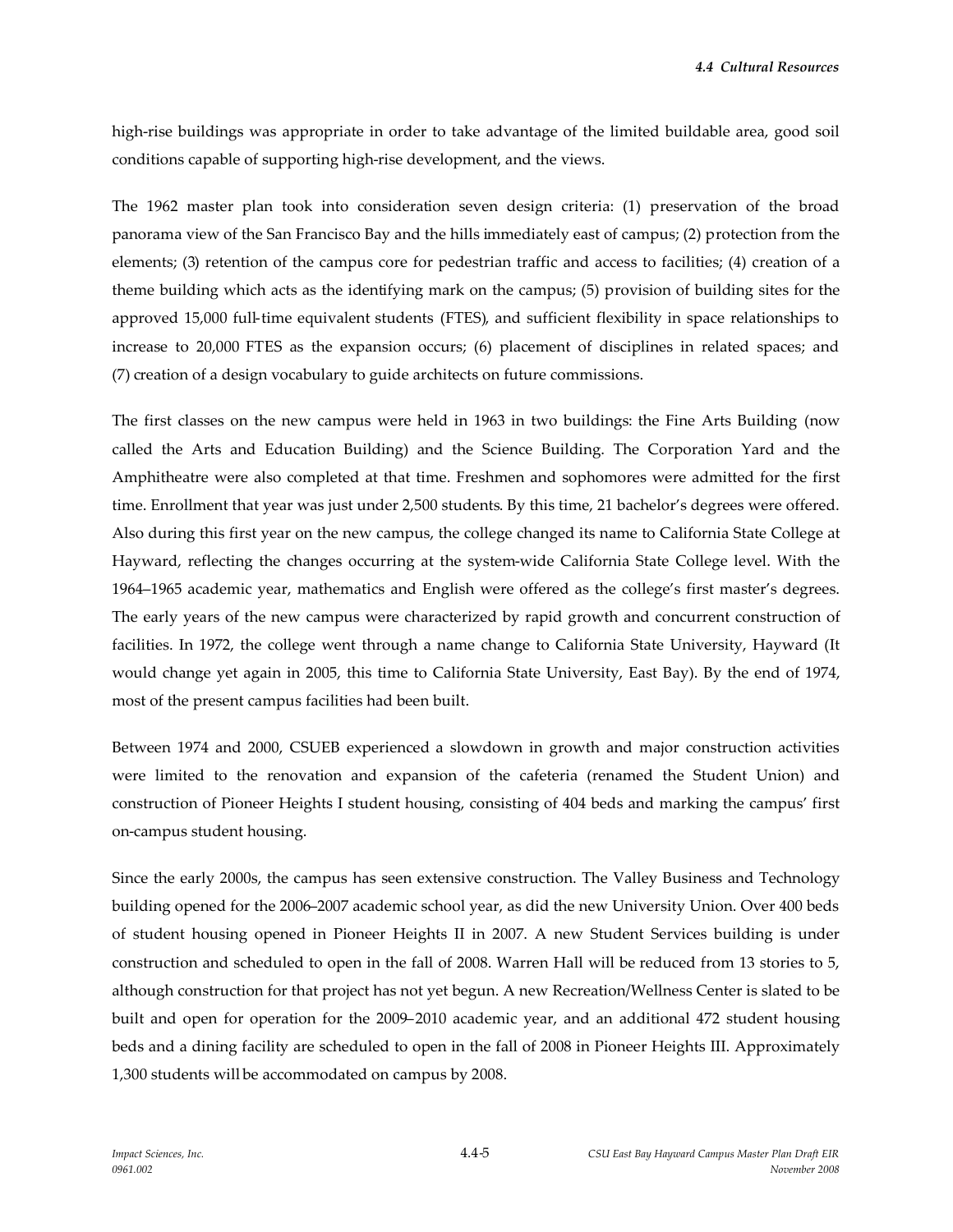high-rise buildings was appropriate in order to take advantage of the limited buildable area, good soil conditions capable of supporting high-rise development, and the views.

The 1962 master plan took into consideration seven design criteria: (1) preservation of the broad panorama view of the San Francisco Bay and the hills immediately east of campus; (2) protection from the elements; (3) retention of the campus core for pedestrian traffic and access to facilities; (4) creation of a theme building which acts as the identifying mark on the campus; (5) provision of building sites for the approved 15,000 full-time equivalent students (FTES), and sufficient flexibility in space relationships to increase to 20,000 FTES as the expansion occurs; (6) placement of disciplines in related spaces; and (7) creation of a design vocabulary to guide architects on future commissions.

The first classes on the new campus were held in 1963 in two buildings: the Fine Arts Building (now called the Arts and Education Building) and the Science Building. The Corporation Yard and the Amphitheatre were also completed at that time. Freshmen and sophomores were admitted for the first time. Enrollment that year was just under 2,500 students. By this time, 21 bachelor's degrees were offered. Also during this first year on the new campus, the college changed its name to California State College at Hayward, reflecting the changes occurring at the system-wide California State College level. With the 1964–1965 academic year, mathematics and English were offered as the college's first master's degrees. The early years of the new campus were characterized by rapid growth and concurrent construction of facilities. In 1972, the college went through a name change to California State University, Hayward (It would change yet again in 2005, this time to California State University, East Bay). By the end of 1974, most of the present campus facilities had been built.

Between 1974 and 2000, CSUEB experienced a slowdown in growth and major construction activities were limited to the renovation and expansion of the cafeteria (renamed the Student Union) and construction of Pioneer Heights I student housing, consisting of 404 beds and marking the campus' first on-campus student housing.

Since the early 2000s, the campus has seen extensive construction. The Valley Business and Technology building opened for the 2006–2007 academic school year, as did the new University Union. Over 400 beds of student housing opened in Pioneer Heights II in 2007. A new Student Services building is under construction and scheduled to open in the fall of 2008. Warren Hall will be reduced from 13 stories to 5, although construction for that project has not yet begun. A new Recreation/Wellness Center is slated to be built and open for operation for the 2009–2010 academic year, and an additional 472 student housing beds and a dining facility are scheduled to open in the fall of 2008 in Pioneer Heights III. Approximately 1,300 students will be accommodated on campus by 2008.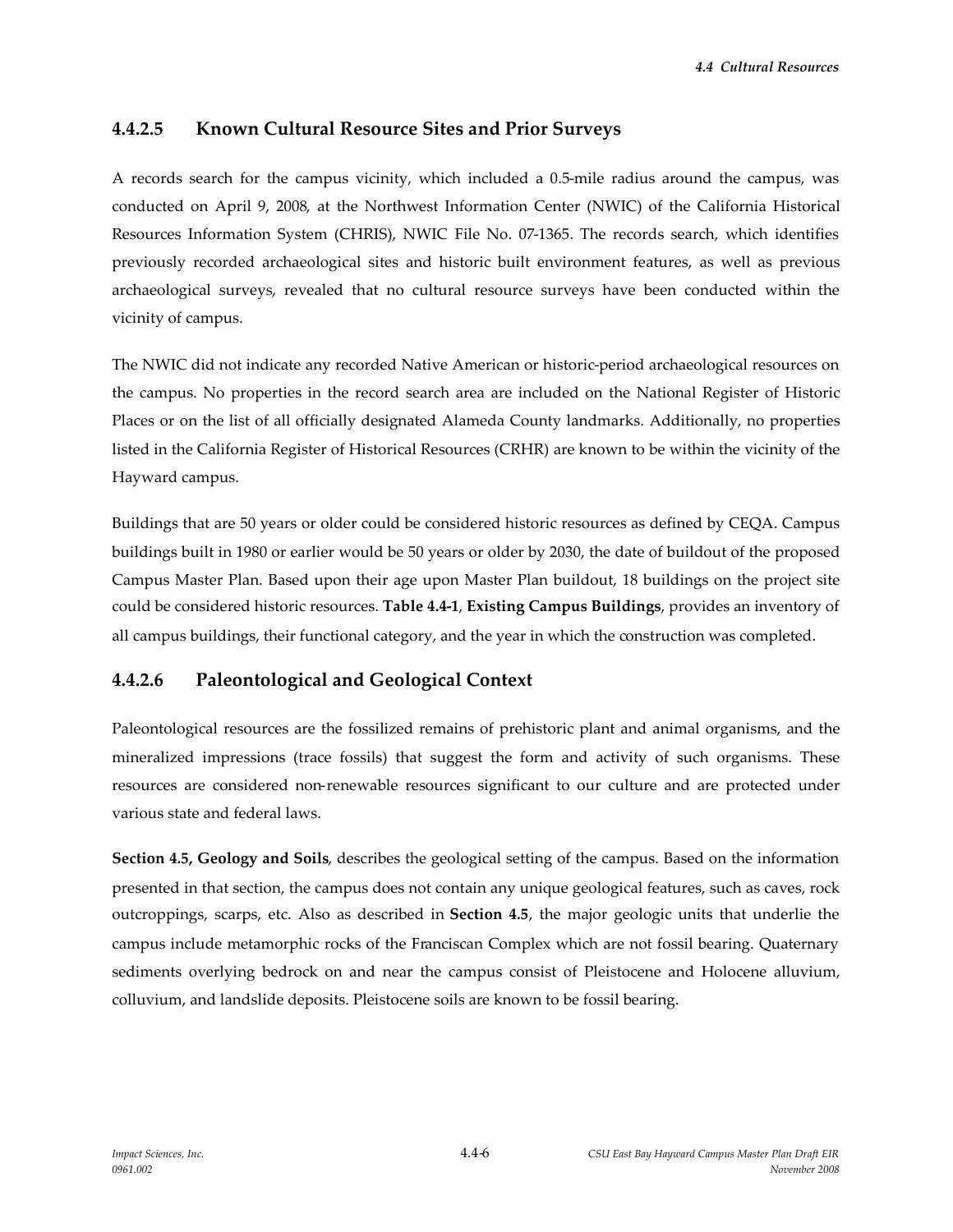### 4.4.2.5 Known Cultural Resource Sites and Prior Surveys

A records search for the campus vicinity, which included a 0.5-mile radius around the campus, was conducted on April 9, 2008, at the Northwest Information Center (NWIC) of the California Historical Resources Information System (CHRIS), NWIC File No. 07-1365. The records search, which identifies previously recorded archaeological sites and historic built environment features, as well as previous archaeological surveys, revealed that no cultural resource surveys have been conducted within the vicinity of campus.

The NWIC did not indicate any recorded Native American or historic-period archaeological resources on the campus. No properties in the record search area are included on the National Register of Historic Places or on the list of all officially designated Alameda County landmarks. Additionally, no properties listed in the California Register of Historical Resources (CRHR) are known to be within the vicinity of the Hayward campus.

Buildings that are 50 years or older could be considered historic resources as defined by CEQA. Campus buildings built in 1980 or earlier would be 50 years or older by 2030, the date of buildout of the proposed Campus Master Plan. Based upon their age upon Master Plan buildout, 18 buildings on the project site could be considered historic resources. **Table 4.4-1**, **Existing Campus Buildings**, provides an inventory of all campus buildings, their functional category, and the year in which the construction was completed.

### 4.4.2.6 Paleontological and Geological Context

Paleontological resources are the fossilized remains of prehistoric plant and animal organisms, and the mineralized impressions (trace fossils) that suggest the form and activity of such organisms. These resources are considered non-renewable resources significant to our culture and are protected under various state and federal laws.

**Section 4.5, Geology and Soils**, describes the geological setting of the campus. Based on the information presented in that section, the campus does not contain any unique geological features, such as caves, rock outcroppings, scarps, etc. Also as described in **Section 4.5**, the major geologic units that underlie the campus include metamorphic rocks of the Franciscan Complex which are not fossil bearing. Quaternary sediments overlying bedrock on and near the campus consist of Pleistocene and Holocene alluvium, colluvium, and landslide deposits. Pleistocene soils are known to be fossil bearing.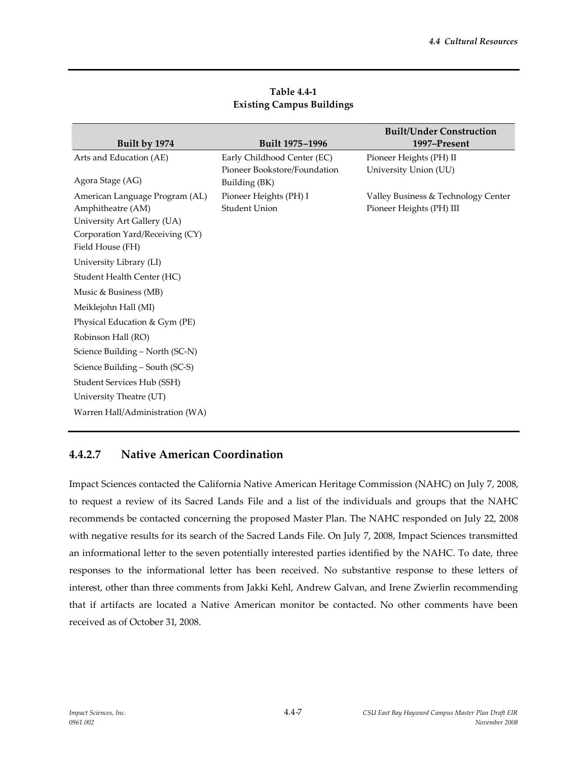**Table 4.4-1**
**Existing Campus Buildings**

| Built by 1974 | Built 1975–1996 | Built/Under Construction 1997–Present |
|---|---|---|
| Arts and Education (AE) | Early Childhood Center (EC) | Pioneer Heights (PH) II |
| Agora Stage (AG) | Pioneer Bookstore/Foundation Building (BK) | University Union (UU) |
| American Language Program (AL) | Pioneer Heights (PH) I | Valley Business & Technology Center |
| Amphitheatre (AM) | Student Union | Pioneer Heights (PH) III |
| University Art Gallery (UA) | | |
| Corporation Yard/Receiving (CY) | | |
| Field House (FH) | | |
| University Library (LI) | | |
| Student Health Center (HC) | | |
| Music & Business (MB) | | |
| Meiklejohn Hall (MI) | | |
| Physical Education & Gym (PE) | | |
| Robinson Hall (RO) | | |
| Science Building – North (SC-N) | | |
| Science Building – South (SC-S) | | |
| Student Services Hub (SSH) | | |
| University Theatre (UT) | | |
| Warren Hall/Administration (WA) | | |

### 4.4.2.7 Native American Coordination

Impact Sciences contacted the California Native American Heritage Commission (NAHC) on July 7, 2008, to request a review of its Sacred Lands File and a list of the individuals and groups that the NAHC recommends be contacted concerning the proposed Master Plan. The NAHC responded on July 22, 2008 with negative results for its search of the Sacred Lands File. On July 7, 2008, Impact Sciences transmitted an informational letter to the seven potentially interested parties identified by the NAHC. To date, three responses to the informational letter has been received. No substantive response to these letters of interest, other than three comments from Jakki Kehl, Andrew Galvan, and Irene Zwierlin recommending that if artifacts are located a Native American monitor be contacted. No other comments have been received as of October 31, 2008.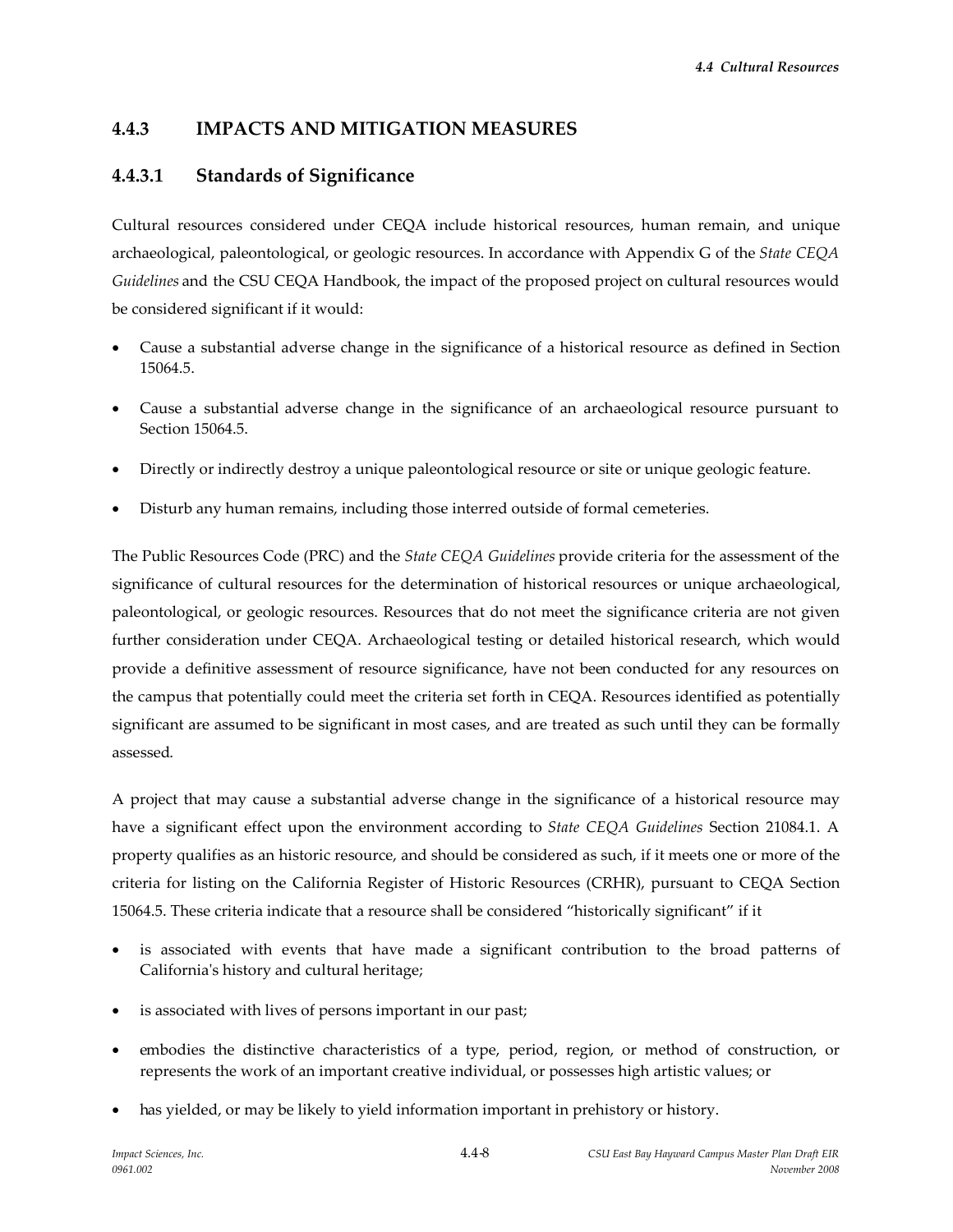### 4.4.3 IMPACTS AND MITIGATION MEASURES

#### 4.4.3.1 Standards of Significance

Cultural resources considered under CEQA include historical resources, human remain, and unique archaeological, paleontological, or geologic resources. In accordance with Appendix G of the *State CEQA Guidelines* and the CSU CEQA Handbook, the impact of the proposed project on cultural resources would be considered significant if it would:

- Cause a substantial adverse change in the significance of a historical resource as defined in Section 15064.5.
- Cause a substantial adverse change in the significance of an archaeological resource pursuant to Section 15064.5.
- Directly or indirectly destroy a unique paleontological resource or site or unique geologic feature.
- Disturb any human remains, including those interred outside of formal cemeteries.

The Public Resources Code (PRC) and the *State CEQA Guidelines* provide criteria for the assessment of the significance of cultural resources for the determination of historical resources or unique archaeological, paleontological, or geologic resources. Resources that do not meet the significance criteria are not given further consideration under CEQA. Archaeological testing or detailed historical research, which would provide a definitive assessment of resource significance, have not been conducted for any resources on the campus that potentially could meet the criteria set forth in CEQA. Resources identified as potentially significant are assumed to be significant in most cases, and are treated as such until they can be formally assessed.

A project that may cause a substantial adverse change in the significance of a historical resource may have a significant effect upon the environment according to *State CEQA Guidelines* Section 21084.1. A property qualifies as an historic resource, and should be considered as such, if it meets one or more of the criteria for listing on the California Register of Historic Resources (CRHR), pursuant to CEQA Section 15064.5. These criteria indicate that a resource shall be considered "historically significant" if it

- is associated with events that have made a significant contribution to the broad patterns of California's history and cultural heritage;
- is associated with lives of persons important in our past;
- embodies the distinctive characteristics of a type, period, region, or method of construction, or represents the work of an important creative individual, or possesses high artistic values; or
- has yielded, or may be likely to yield information important in prehistory or history.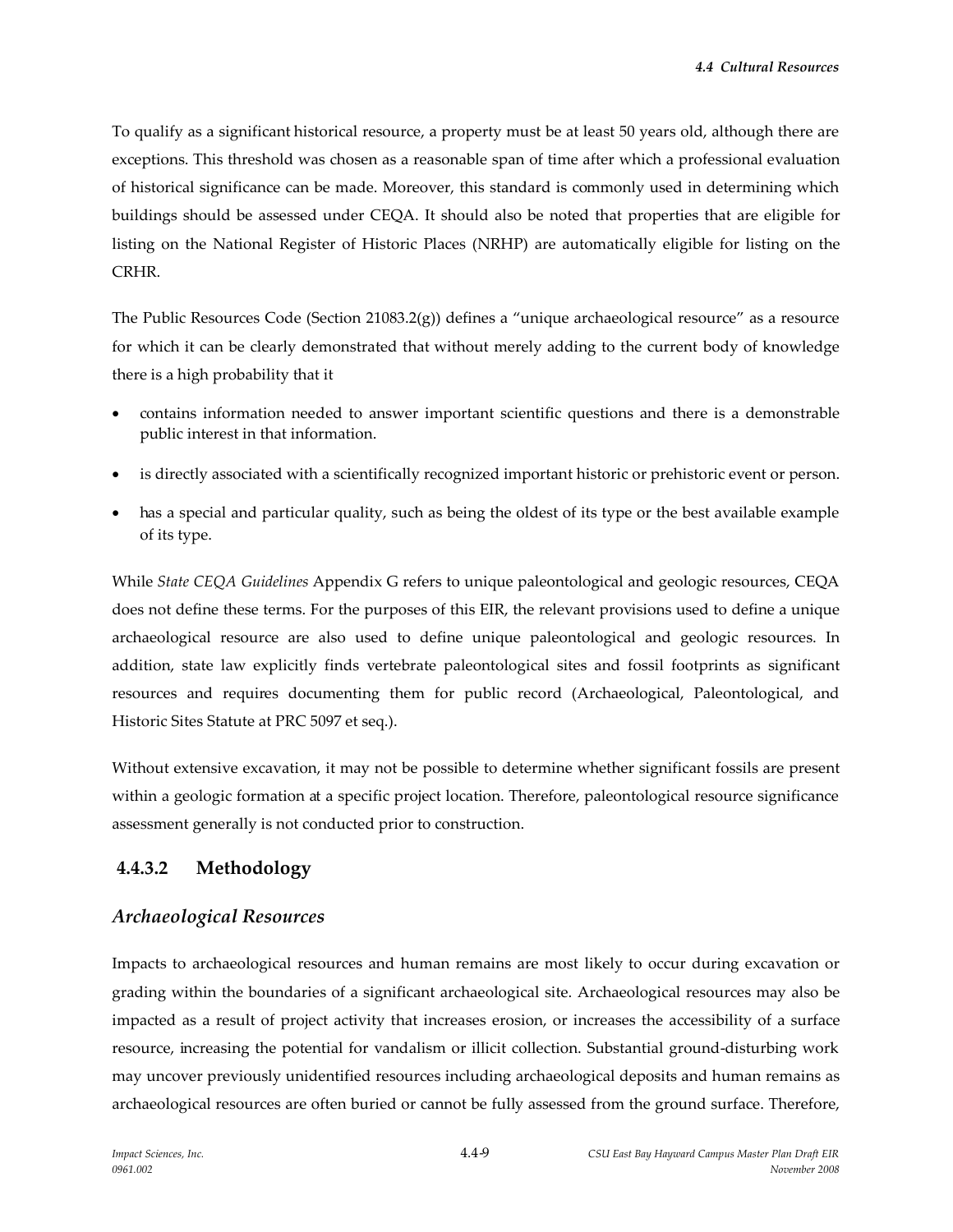To qualify as a significant historical resource, a property must be at least 50 years old, although there are exceptions. This threshold was chosen as a reasonable span of time after which a professional evaluation of historical significance can be made. Moreover, this standard is commonly used in determining which buildings should be assessed under CEQA. It should also be noted that properties that are eligible for listing on the National Register of Historic Places (NRHP) are automatically eligible for listing on the CRHR.

The Public Resources Code (Section 21083.2(g)) defines a "unique archaeological resource" as a resource for which it can be clearly demonstrated that without merely adding to the current body of knowledge there is a high probability that it

- contains information needed to answer important scientific questions and there is a demonstrable public interest in that information.
- is directly associated with a scientifically recognized important historic or prehistoric event or person.
- has a special and particular quality, such as being the oldest of its type or the best available example of its type.

While *State CEQA Guidelines* Appendix G refers to unique paleontological and geologic resources, CEQA does not define these terms. For the purposes of this EIR, the relevant provisions used to define a unique archaeological resource are also used to define unique paleontological and geologic resources. In addition, state law explicitly finds vertebrate paleontological sites and fossil footprints as significant resources and requires documenting them for public record (Archaeological, Paleontological, and Historic Sites Statute at PRC 5097 et seq.).

Without extensive excavation, it may not be possible to determine whether significant fossils are present within a geologic formation at a specific project location. Therefore, paleontological resource significance assessment generally is not conducted prior to construction.

### 4.4.3.2 Methodology

#### *Archaeological Resources*

Impacts to archaeological resources and human remains are most likely to occur during excavation or grading within the boundaries of a significant archaeological site. Archaeological resources may also be impacted as a result of project activity that increases erosion, or increases the accessibility of a surface resource, increasing the potential for vandalism or illicit collection. Substantial ground-disturbing work may uncover previously unidentified resources including archaeological deposits and human remains as archaeological resources are often buried or cannot be fully assessed from the ground surface. Therefore,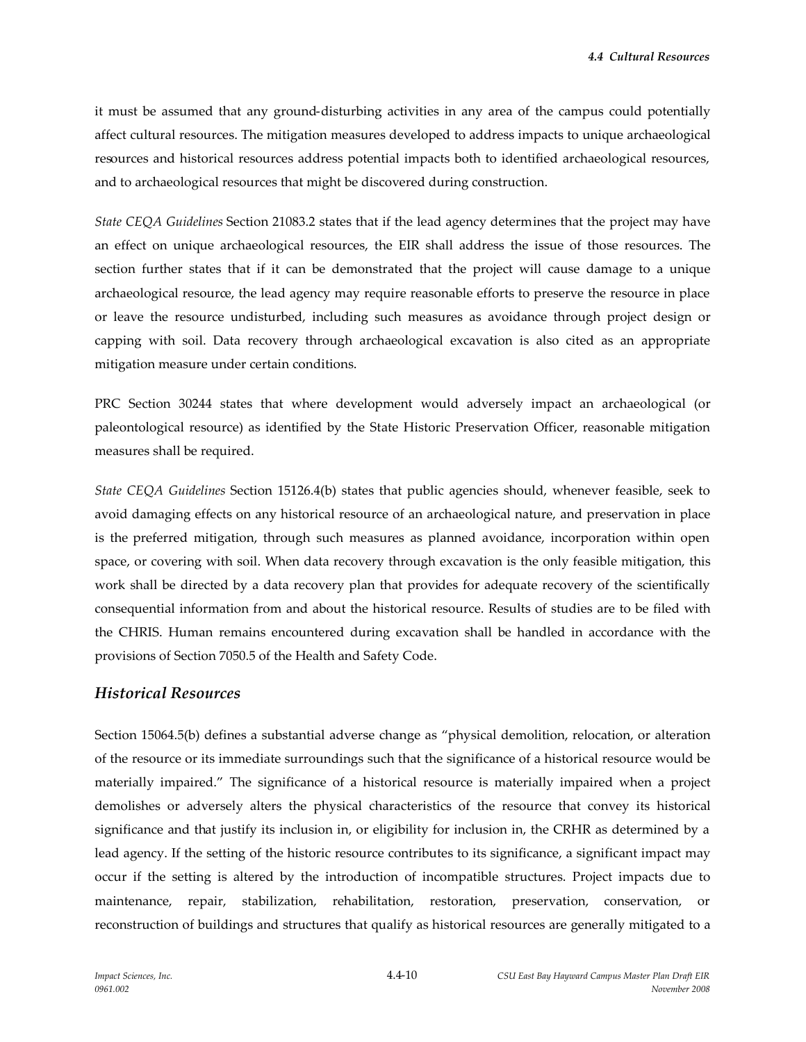it must be assumed that any ground-disturbing activities in any area of the campus could potentially affect cultural resources. The mitigation measures developed to address impacts to unique archaeological resources and historical resources address potential impacts both to identified archaeological resources, and to archaeological resources that might be discovered during construction.

*State CEQA Guidelines* Section 21083.2 states that if the lead agency determines that the project may have an effect on unique archaeological resources, the EIR shall address the issue of those resources. The section further states that if it can be demonstrated that the project will cause damage to a unique archaeological resource, the lead agency may require reasonable efforts to preserve the resource in place or leave the resource undisturbed, including such measures as avoidance through project design or capping with soil. Data recovery through archaeological excavation is also cited as an appropriate mitigation measure under certain conditions.

PRC Section 30244 states that where development would adversely impact an archaeological (or paleontological resource) as identified by the State Historic Preservation Officer, reasonable mitigation measures shall be required.

*State CEQA Guidelines* Section 15126.4(b) states that public agencies should, whenever feasible, seek to avoid damaging effects on any historical resource of an archaeological nature, and preservation in place is the preferred mitigation, through such measures as planned avoidance, incorporation within open space, or covering with soil. When data recovery through excavation is the only feasible mitigation, this work shall be directed by a data recovery plan that provides for adequate recovery of the scientifically consequential information from and about the historical resource. Results of studies are to be filed with the CHRIS. Human remains encountered during excavation shall be handled in accordance with the provisions of Section 7050.5 of the Health and Safety Code.

## *Historical Resources*

Section 15064.5(b) defines a substantial adverse change as "physical demolition, relocation, or alteration of the resource or its immediate surroundings such that the significance of a historical resource would be materially impaired." The significance of a historical resource is materially impaired when a project demolishes or adversely alters the physical characteristics of the resource that convey its historical significance and that justify its inclusion in, or eligibility for inclusion in, the CRHR as determined by a lead agency. If the setting of the historic resource contributes to its significance, a significant impact may occur if the setting is altered by the introduction of incompatible structures. Project impacts due to maintenance, repair, stabilization, rehabilitation, restoration, preservation, conservation, or reconstruction of buildings and structures that qualify as historical resources are generally mitigated to a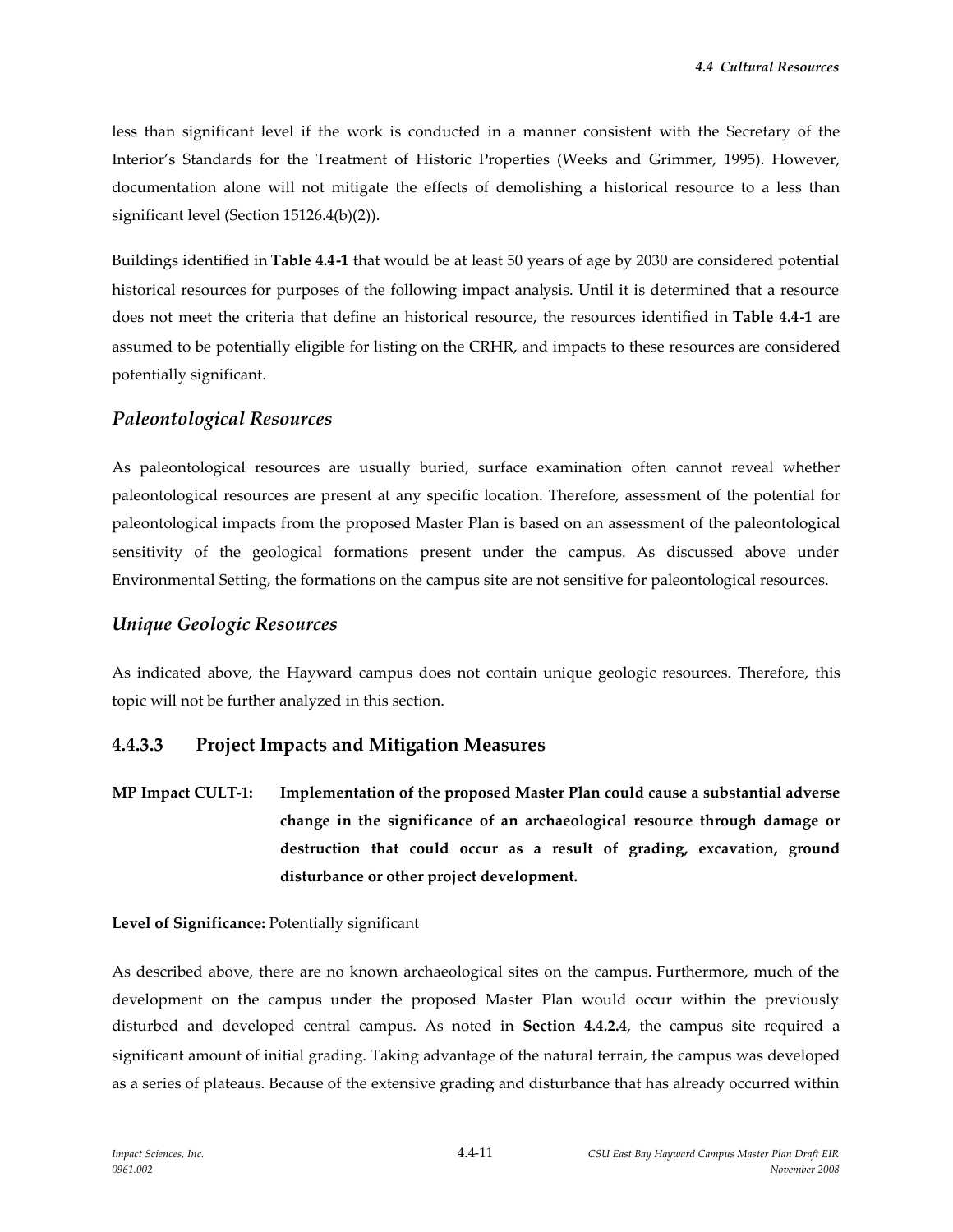less than significant level if the work is conducted in a manner consistent with the Secretary of the Interior's Standards for the Treatment of Historic Properties (Weeks and Grimmer, 1995). However, documentation alone will not mitigate the effects of demolishing a historical resource to a less than significant level (Section 15126.4(b)(2)).

Buildings identified in **Table 4.4-1** that would be at least 50 years of age by 2030 are considered potential historical resources for purposes of the following impact analysis. Until it is determined that a resource does not meet the criteria that define an historical resource, the resources identified in **Table 4.4-1** are assumed to be potentially eligible for listing on the CRHR, and impacts to these resources are considered potentially significant.

### *Paleontological Resources*

As paleontological resources are usually buried, surface examination often cannot reveal whether paleontological resources are present at any specific location. Therefore, assessment of the potential for paleontological impacts from the proposed Master Plan is based on an assessment of the paleontological sensitivity of the geological formations present under the campus. As discussed above under Environmental Setting, the formations on the campus site are not sensitive for paleontological resources.

### *Unique Geologic Resources*

As indicated above, the Hayward campus does not contain unique geologic resources. Therefore, this topic will not be further analyzed in this section.

## 4.4.3.3 Project Impacts and Mitigation Measures

**MP Impact CULT-1: Implementation of the proposed Master Plan could cause a substantial adverse change in the significance of an archaeological resource through damage or destruction that could occur as a result of grading, excavation, ground disturbance or other project development.**

**Level of Significance:** Potentially significant

As described above, there are no known archaeological sites on the campus. Furthermore, much of the development on the campus under the proposed Master Plan would occur within the previously disturbed and developed central campus. As noted in **Section 4.4.2.4**, the campus site required a significant amount of initial grading. Taking advantage of the natural terrain, the campus was developed as a series of plateaus. Because of the extensive grading and disturbance that has already occurred within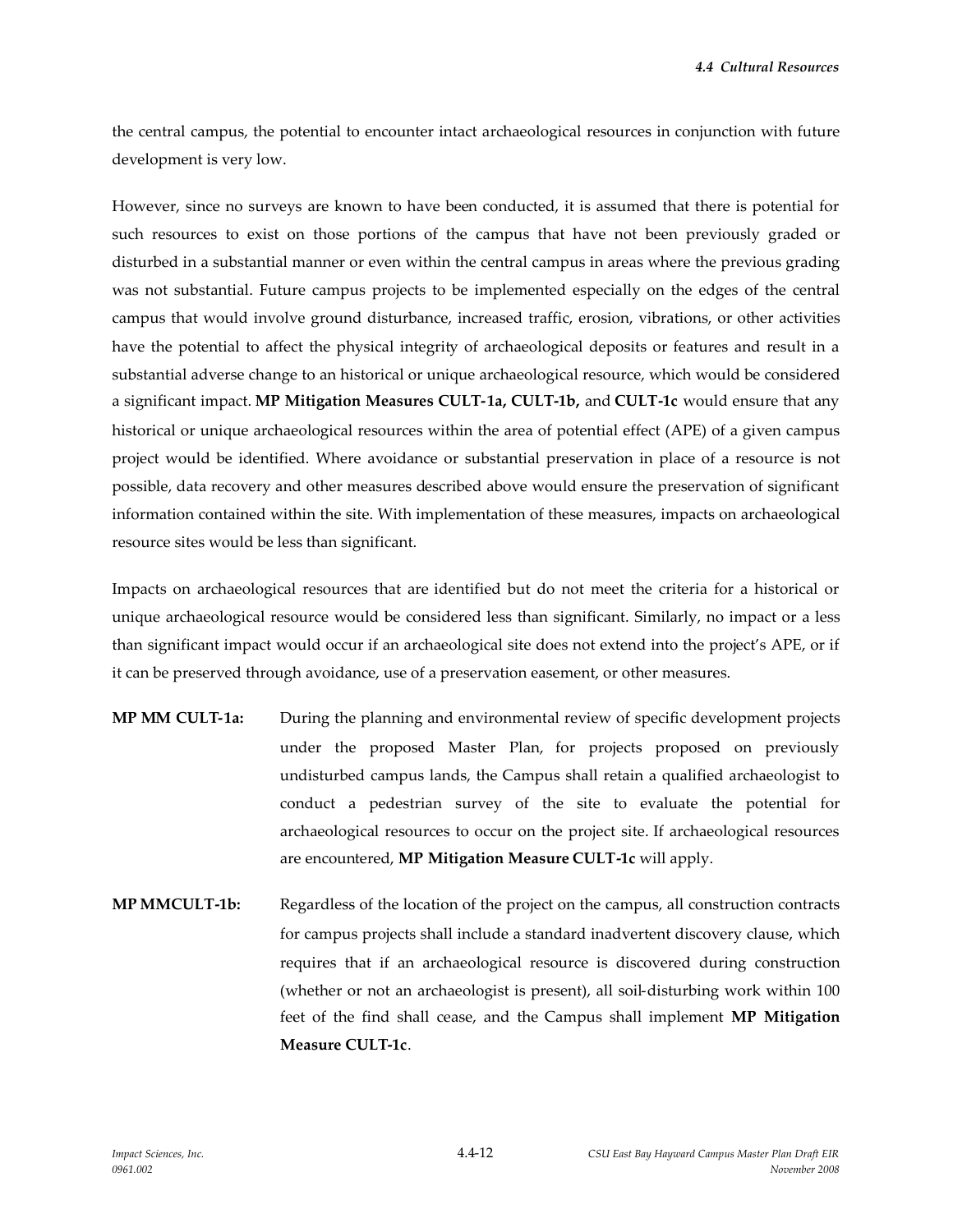the central campus, the potential to encounter intact archaeological resources in conjunction with future development is very low.

However, since no surveys are known to have been conducted, it is assumed that there is potential for such resources to exist on those portions of the campus that have not been previously graded or disturbed in a substantial manner or even within the central campus in areas where the previous grading was not substantial. Future campus projects to be implemented especially on the edges of the central campus that would involve ground disturbance, increased traffic, erosion, vibrations, or other activities have the potential to affect the physical integrity of archaeological deposits or features and result in a substantial adverse change to an historical or unique archaeological resource, which would be considered a significant impact. **MP Mitigation Measures CULT-1a, CULT-1b,** and **CULT-1c** would ensure that any historical or unique archaeological resources within the area of potential effect (APE) of a given campus project would be identified. Where avoidance or substantial preservation in place of a resource is not possible, data recovery and other measures described above would ensure the preservation of significant information contained within the site. With implementation of these measures, impacts on archaeological resource sites would be less than significant.

Impacts on archaeological resources that are identified but do not meet the criteria for a historical or unique archaeological resource would be considered less than significant. Similarly, no impact or a less than significant impact would occur if an archaeological site does not extend into the project's APE, or if it can be preserved through avoidance, use of a preservation easement, or other measures.

**MP MM CULT-1a:** During the planning and environmental review of specific development projects under the proposed Master Plan, for projects proposed on previously undisturbed campus lands, the Campus shall retain a qualified archaeologist to conduct a pedestrian survey of the site to evaluate the potential for archaeological resources to occur on the project site. If archaeological resources are encountered, **MP Mitigation Measure CULT-1c** will apply.

**MP MMCULT-1b:** Regardless of the location of the project on the campus, all construction contracts for campus projects shall include a standard inadvertent discovery clause, which requires that if an archaeological resource is discovered during construction (whether or not an archaeologist is present), all soil-disturbing work within 100 feet of the find shall cease, and the Campus shall implement **MP Mitigation Measure CULT-1c**.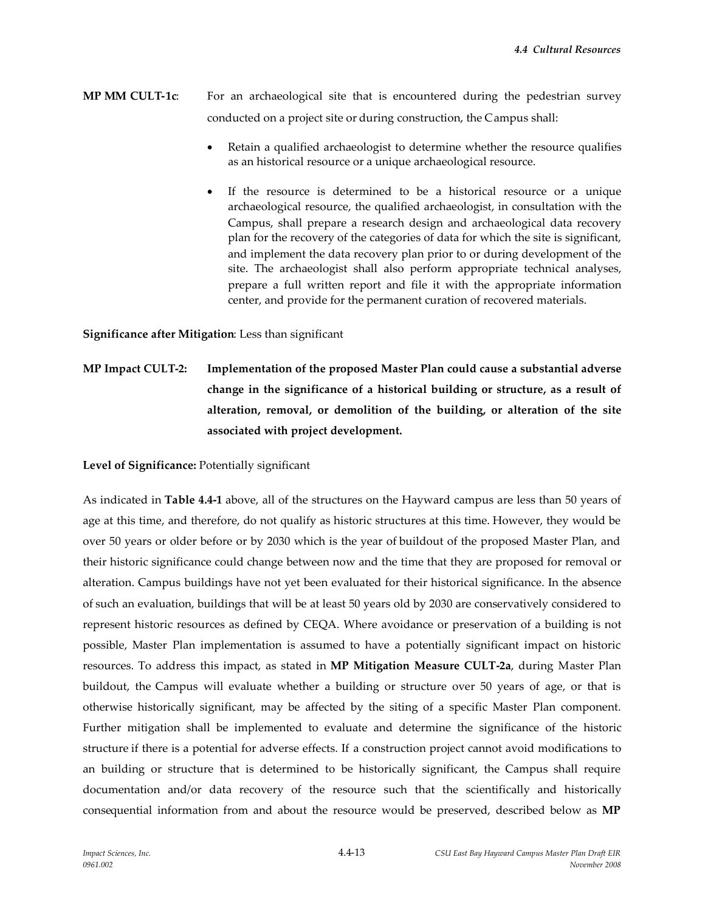**MP MM CULT-1c**: For an archaeological site that is encountered during the pedestrian survey conducted on a project site or during construction, the Campus shall:

- Retain a qualified archaeologist to determine whether the resource qualifies as an historical resource or a unique archaeological resource.
- If the resource is determined to be a historical resource or a unique archaeological resource, the qualified archaeologist, in consultation with the Campus, shall prepare a research design and archaeological data recovery plan for the recovery of the categories of data for which the site is significant, and implement the data recovery plan prior to or during development of the site. The archaeologist shall also perform appropriate technical analyses, prepare a full written report and file it with the appropriate information center, and provide for the permanent curation of recovered materials.

**Significance after Mitigation**: Less than significant

**MP Impact CULT-2: Implementation of the proposed Master Plan could cause a substantial adverse change in the significance of a historical building or structure, as a result of alteration, removal, or demolition of the building, or alteration of the site associated with project development.**

**Level of Significance:** Potentially significant

As indicated in **Table 4.4-1** above, all of the structures on the Hayward campus are less than 50 years of age at this time, and therefore, do not qualify as historic structures at this time. However, they would be over 50 years or older before or by 2030 which is the year of buildout of the proposed Master Plan, and their historic significance could change between now and the time that they are proposed for removal or alteration. Campus buildings have not yet been evaluated for their historical significance. In the absence of such an evaluation, buildings that will be at least 50 years old by 2030 are conservatively considered to represent historic resources as defined by CEQA. Where avoidance or preservation of a building is not possible, Master Plan implementation is assumed to have a potentially significant impact on historic resources. To address this impact, as stated in **MP Mitigation Measure CULT-2a**, during Master Plan buildout, the Campus will evaluate whether a building or structure over 50 years of age, or that is otherwise historically significant, may be affected by the siting of a specific Master Plan component. Further mitigation shall be implemented to evaluate and determine the significance of the historic structure if there is a potential for adverse effects. If a construction project cannot avoid modifications to an building or structure that is determined to be historically significant, the Campus shall require documentation and/or data recovery of the resource such that the scientifically and historically consequential information from and about the resource would be preserved, described below as **MP**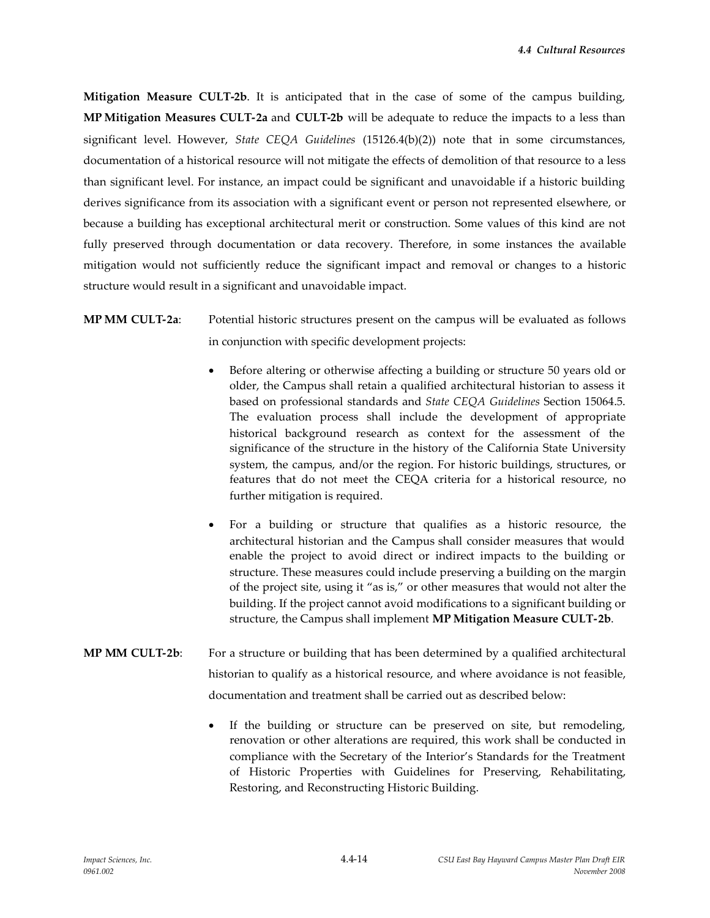**Mitigation Measure CULT-2b**. It is anticipated that in the case of some of the campus building, **MP Mitigation Measures CULT-2a** and **CULT-2b** will be adequate to reduce the impacts to a less than significant level. However, *State CEQA Guidelines* (15126.4(b)(2)) note that in some circumstances, documentation of a historical resource will not mitigate the effects of demolition of that resource to a less than significant level. For instance, an impact could be significant and unavoidable if a historic building derives significance from its association with a significant event or person not represented elsewhere, or because a building has exceptional architectural merit or construction. Some values of this kind are not fully preserved through documentation or data recovery. Therefore, in some instances the available mitigation would not sufficiently reduce the significant impact and removal or changes to a historic structure would result in a significant and unavoidable impact.

**MP MM CULT-2a**: Potential historic structures present on the campus will be evaluated as follows in conjunction with specific development projects:

- Before altering or otherwise affecting a building or structure 50 years old or older, the Campus shall retain a qualified architectural historian to assess it based on professional standards and *State CEQA Guidelines* Section 15064.5. The evaluation process shall include the development of appropriate historical background research as context for the assessment of the significance of the structure in the history of the California State University system, the campus, and/or the region. For historic buildings, structures, or features that do not meet the CEQA criteria for a historical resource, no further mitigation is required.
- For a building or structure that qualifies as a historic resource, the architectural historian and the Campus shall consider measures that would enable the project to avoid direct or indirect impacts to the building or structure. These measures could include preserving a building on the margin of the project site, using it "as is," or other measures that would not alter the building. If the project cannot avoid modifications to a significant building or structure, the Campus shall implement **MP Mitigation Measure CULT-2b**.

**MP MM CULT-2b**: For a structure or building that has been determined by a qualified architectural historian to qualify as a historical resource, and where avoidance is not feasible, documentation and treatment shall be carried out as described below:

- If the building or structure can be preserved on site, but remodeling, renovation or other alterations are required, this work shall be conducted in compliance with the Secretary of the Interior's Standards for the Treatment of Historic Properties with Guidelines for Preserving, Rehabilitating, Restoring, and Reconstructing Historic Building.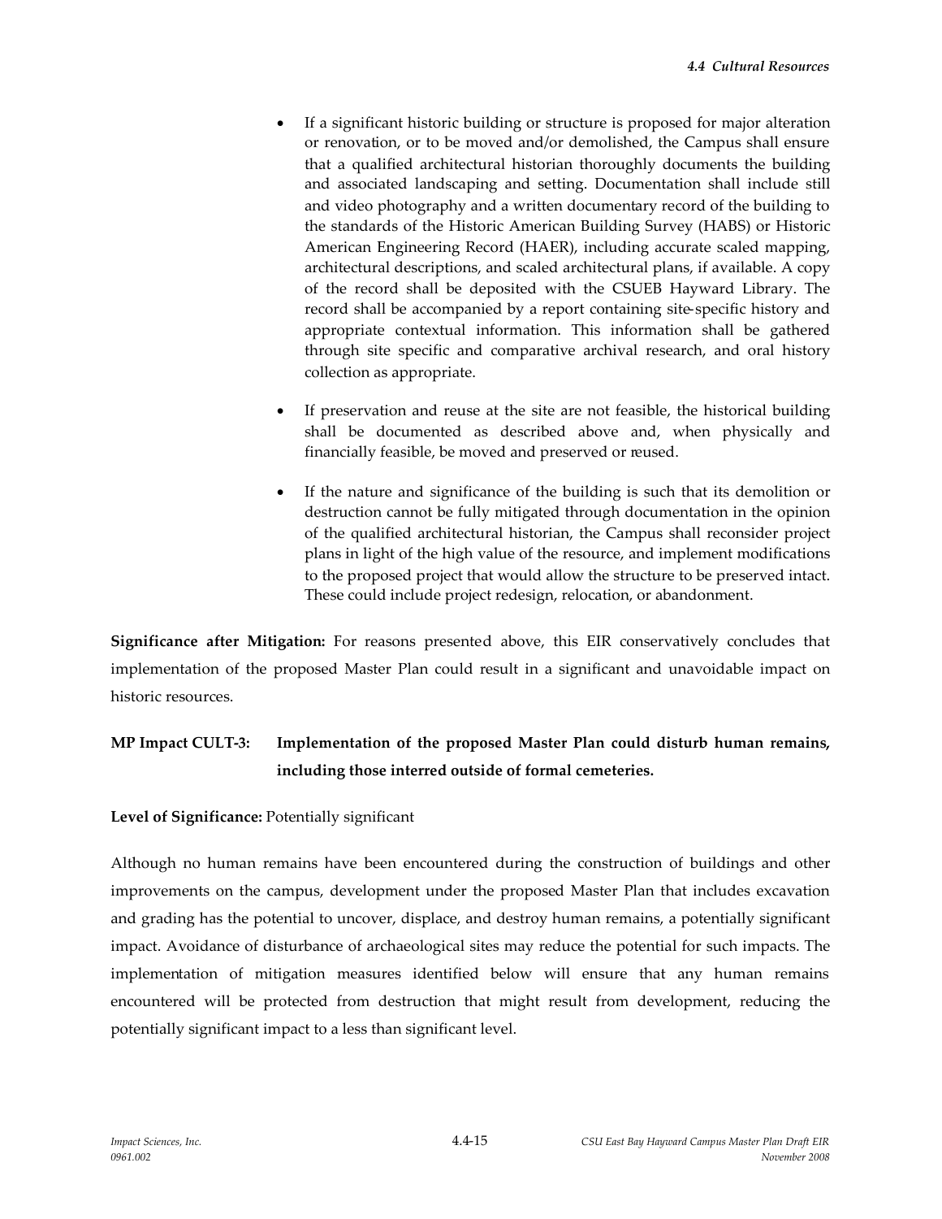- If a significant historic building or structure is proposed for major alteration or renovation, or to be moved and/or demolished, the Campus shall ensure that a qualified architectural historian thoroughly documents the building and associated landscaping and setting. Documentation shall include still and video photography and a written documentary record of the building to the standards of the Historic American Building Survey (HABS) or Historic American Engineering Record (HAER), including accurate scaled mapping, architectural descriptions, and scaled architectural plans, if available. A copy of the record shall be deposited with the CSUEB Hayward Library. The record shall be accompanied by a report containing site-specific history and appropriate contextual information. This information shall be gathered through site specific and comparative archival research, and oral history collection as appropriate.

- If preservation and reuse at the site are not feasible, the historical building shall be documented as described above and, when physically and financially feasible, be moved and preserved or reused.

- If the nature and significance of the building is such that its demolition or destruction cannot be fully mitigated through documentation in the opinion of the qualified architectural historian, the Campus shall reconsider project plans in light of the high value of the resource, and implement modifications to the proposed project that would allow the structure to be preserved intact. These could include project redesign, relocation, or abandonment.

**Significance after Mitigation:** For reasons presented above, this EIR conservatively concludes that implementation of the proposed Master Plan could result in a significant and unavoidable impact on historic resources.

**MP Impact CULT-3: Implementation of the proposed Master Plan could disturb human remains, including those interred outside of formal cemeteries.**

**Level of Significance:** Potentially significant

Although no human remains have been encountered during the construction of buildings and other improvements on the campus, development under the proposed Master Plan that includes excavation and grading has the potential to uncover, displace, and destroy human remains, a potentially significant impact. Avoidance of disturbance of archaeological sites may reduce the potential for such impacts. The implementation of mitigation measures identified below will ensure that any human remains encountered will be protected from destruction that might result from development, reducing the potentially significant impact to a less than significant level.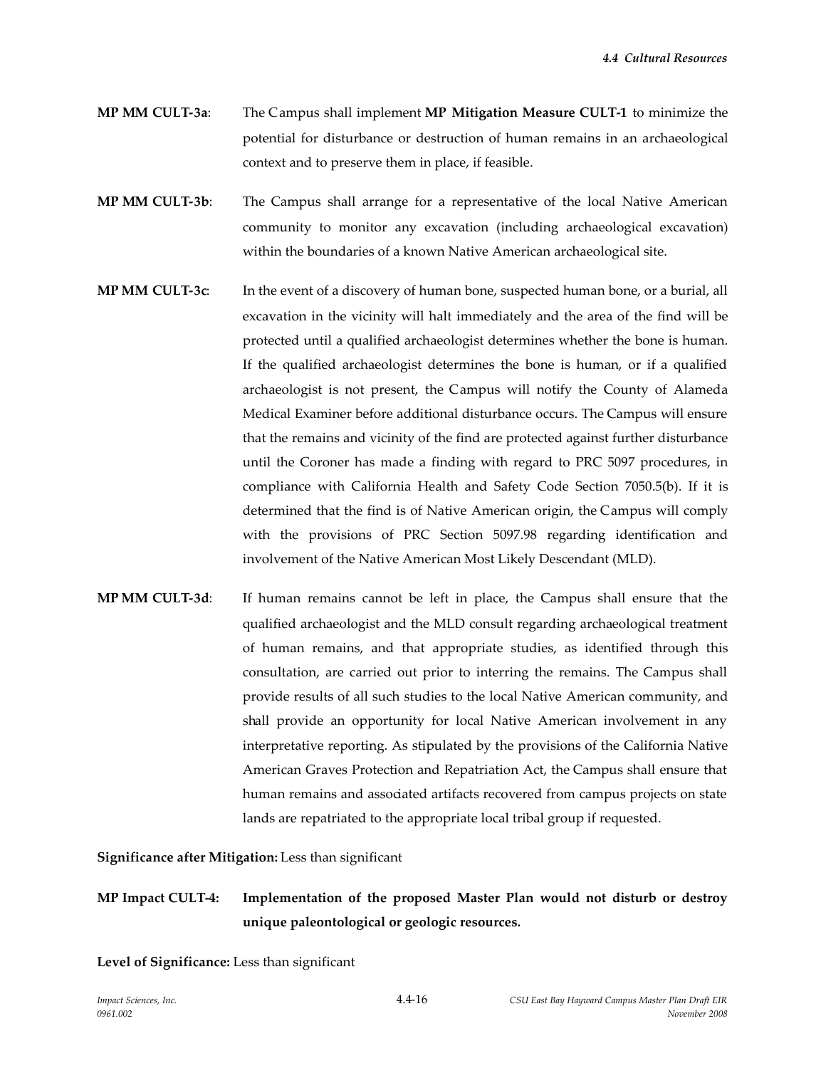**MP MM CULT-3a**: The Campus shall implement **MP Mitigation Measure CULT-1** to minimize the potential for disturbance or destruction of human remains in an archaeological context and to preserve them in place, if feasible.

**MP MM CULT-3b**: The Campus shall arrange for a representative of the local Native American community to monitor any excavation (including archaeological excavation) within the boundaries of a known Native American archaeological site.

**MP MM CULT-3c**: In the event of a discovery of human bone, suspected human bone, or a burial, all excavation in the vicinity will halt immediately and the area of the find will be protected until a qualified archaeologist determines whether the bone is human. If the qualified archaeologist determines the bone is human, or if a qualified archaeologist is not present, the Campus will notify the County of Alameda Medical Examiner before additional disturbance occurs. The Campus will ensure that the remains and vicinity of the find are protected against further disturbance until the Coroner has made a finding with regard to PRC 5097 procedures, in compliance with California Health and Safety Code Section 7050.5(b). If it is determined that the find is of Native American origin, the Campus will comply with the provisions of PRC Section 5097.98 regarding identification and involvement of the Native American Most Likely Descendant (MLD).

**MP MM CULT-3d**: If human remains cannot be left in place, the Campus shall ensure that the qualified archaeologist and the MLD consult regarding archaeological treatment of human remains, and that appropriate studies, as identified through this consultation, are carried out prior to interring the remains. The Campus shall provide results of all such studies to the local Native American community, and shall provide an opportunity for local Native American involvement in any interpretative reporting. As stipulated by the provisions of the California Native American Graves Protection and Repatriation Act, the Campus shall ensure that human remains and associated artifacts recovered from campus projects on state lands are repatriated to the appropriate local tribal group if requested.

**Significance after Mitigation:** Less than significant

**MP Impact CULT-4: Implementation of the proposed Master Plan would not disturb or destroy unique paleontological or geologic resources.**

**Level of Significance:** Less than significant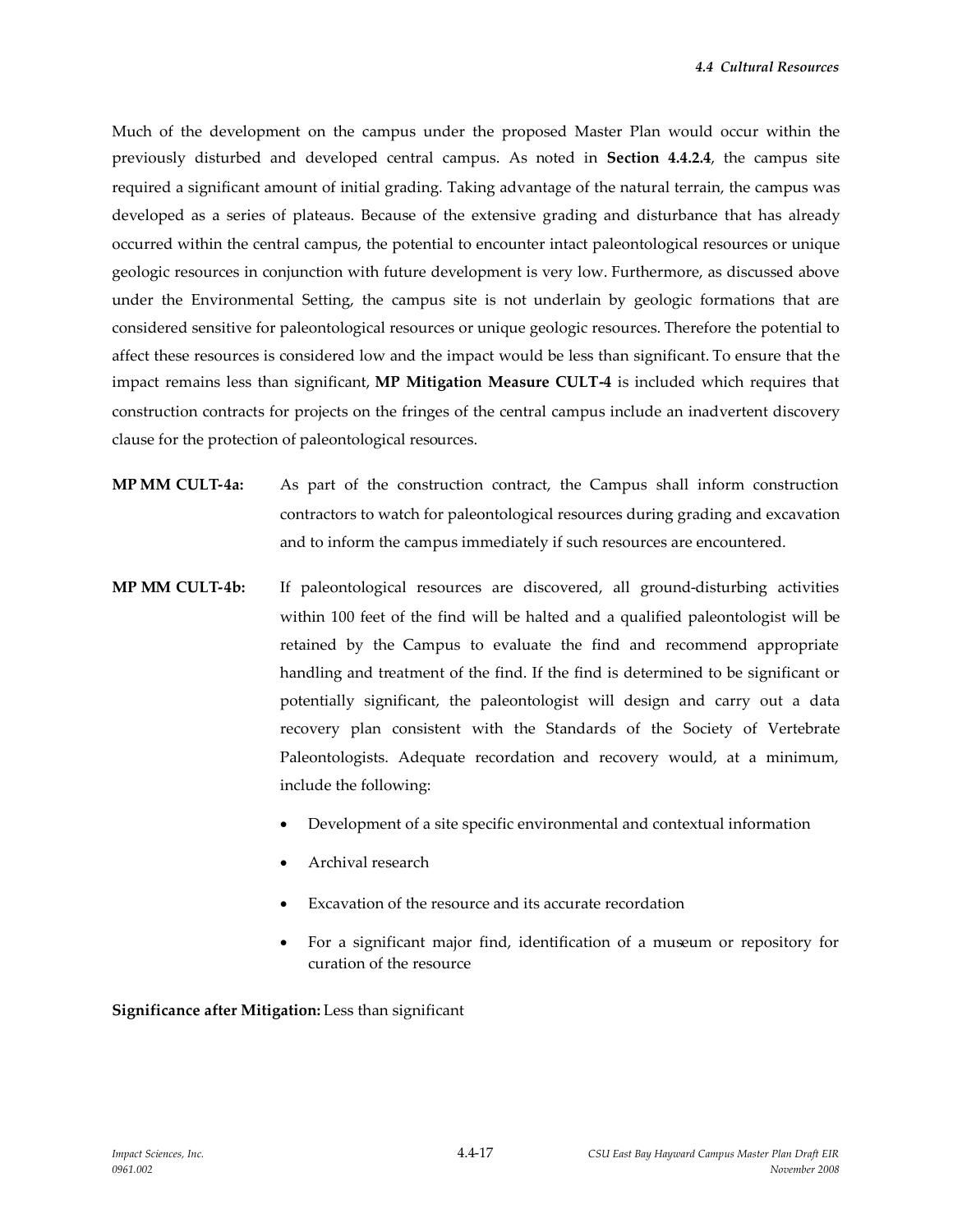Much of the development on the campus under the proposed Master Plan would occur within the previously disturbed and developed central campus. As noted in **Section 4.4.2.4**, the campus site required a significant amount of initial grading. Taking advantage of the natural terrain, the campus was developed as a series of plateaus. Because of the extensive grading and disturbance that has already occurred within the central campus, the potential to encounter intact paleontological resources or unique geologic resources in conjunction with future development is very low. Furthermore, as discussed above under the Environmental Setting, the campus site is not underlain by geologic formations that are considered sensitive for paleontological resources or unique geologic resources. Therefore the potential to affect these resources is considered low and the impact would be less than significant. To ensure that the impact remains less than significant, **MP Mitigation Measure CULT-4** is included which requires that construction contracts for projects on the fringes of the central campus include an inadvertent discovery clause for the protection of paleontological resources.

**MP MM CULT-4a:** As part of the construction contract, the Campus shall inform construction contractors to watch for paleontological resources during grading and excavation and to inform the campus immediately if such resources are encountered.

**MP MM CULT-4b:** If paleontological resources are discovered, all ground-disturbing activities within 100 feet of the find will be halted and a qualified paleontologist will be retained by the Campus to evaluate the find and recommend appropriate handling and treatment of the find. If the find is determined to be significant or potentially significant, the paleontologist will design and carry out a data recovery plan consistent with the Standards of the Society of Vertebrate Paleontologists. Adequate recordation and recovery would, at a minimum, include the following:

- Development of a site specific environmental and contextual information
- Archival research
- Excavation of the resource and its accurate recordation
- For a significant major find, identification of a museum or repository for curation of the resource

**Significance after Mitigation:** Less than significant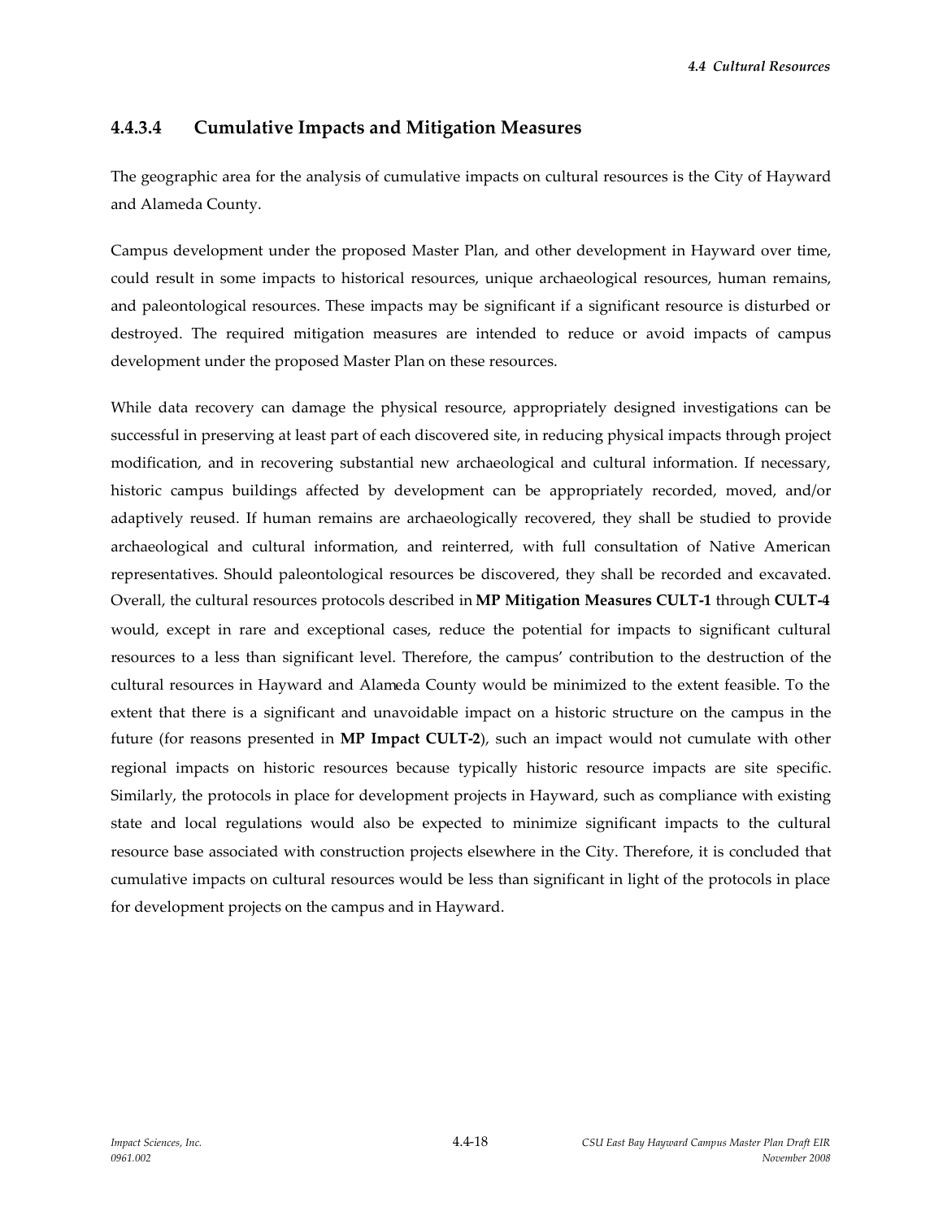### 4.4.3.4 Cumulative Impacts and Mitigation Measures

The geographic area for the analysis of cumulative impacts on cultural resources is the City of Hayward and Alameda County.

Campus development under the proposed Master Plan, and other development in Hayward over time, could result in some impacts to historical resources, unique archaeological resources, human remains, and paleontological resources. These impacts may be significant if a significant resource is disturbed or destroyed. The required mitigation measures are intended to reduce or avoid impacts of campus development under the proposed Master Plan on these resources.

While data recovery can damage the physical resource, appropriately designed investigations can be successful in preserving at least part of each discovered site, in reducing physical impacts through project modification, and in recovering substantial new archaeological and cultural information. If necessary, historic campus buildings affected by development can be appropriately recorded, moved, and/or adaptively reused. If human remains are archaeologically recovered, they shall be studied to provide archaeological and cultural information, and reinterred, with full consultation of Native American representatives. Should paleontological resources be discovered, they shall be recorded and excavated. Overall, the cultural resources protocols described in **MP Mitigation Measures CULT-1** through **CULT-4** would, except in rare and exceptional cases, reduce the potential for impacts to significant cultural resources to a less than significant level. Therefore, the campus' contribution to the destruction of the cultural resources in Hayward and Alameda County would be minimized to the extent feasible. To the extent that there is a significant and unavoidable impact on a historic structure on the campus in the future (for reasons presented in **MP Impact CULT-2**), such an impact would not cumulate with other regional impacts on historic resources because typically historic resource impacts are site specific. Similarly, the protocols in place for development projects in Hayward, such as compliance with existing state and local regulations would also be expected to minimize significant impacts to the cultural resource base associated with construction projects elsewhere in the City. Therefore, it is concluded that cumulative impacts on cultural resources would be less than significant in light of the protocols in place for development projects on the campus and in Hayward.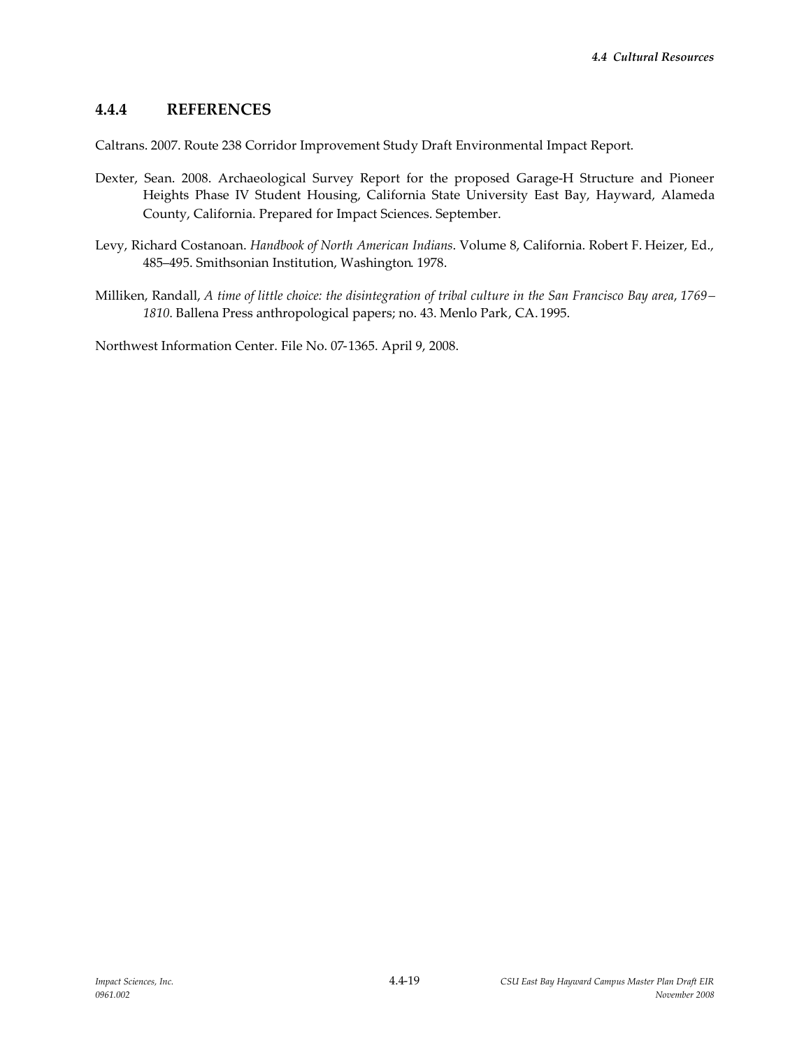### 4.4.4 REFERENCES

Caltrans. 2007. Route 238 Corridor Improvement Study Draft Environmental Impact Report.

Dexter, Sean. 2008. Archaeological Survey Report for the proposed Garage-H Structure and Pioneer Heights Phase IV Student Housing, California State University East Bay, Hayward, Alameda County, California. Prepared for Impact Sciences. September.

Levy, Richard Costanoan. *Handbook of North American Indians*. Volume 8, California. Robert F. Heizer, Ed., 485–495. Smithsonian Institution, Washington. 1978.

Milliken, Randall, *A time of little choice: the disintegration of tribal culture in the San Francisco Bay area, 1769–1810*. Ballena Press anthropological papers; no. 43. Menlo Park, CA. 1995.

Northwest Information Center. File No. 07-1365. April 9, 2008.